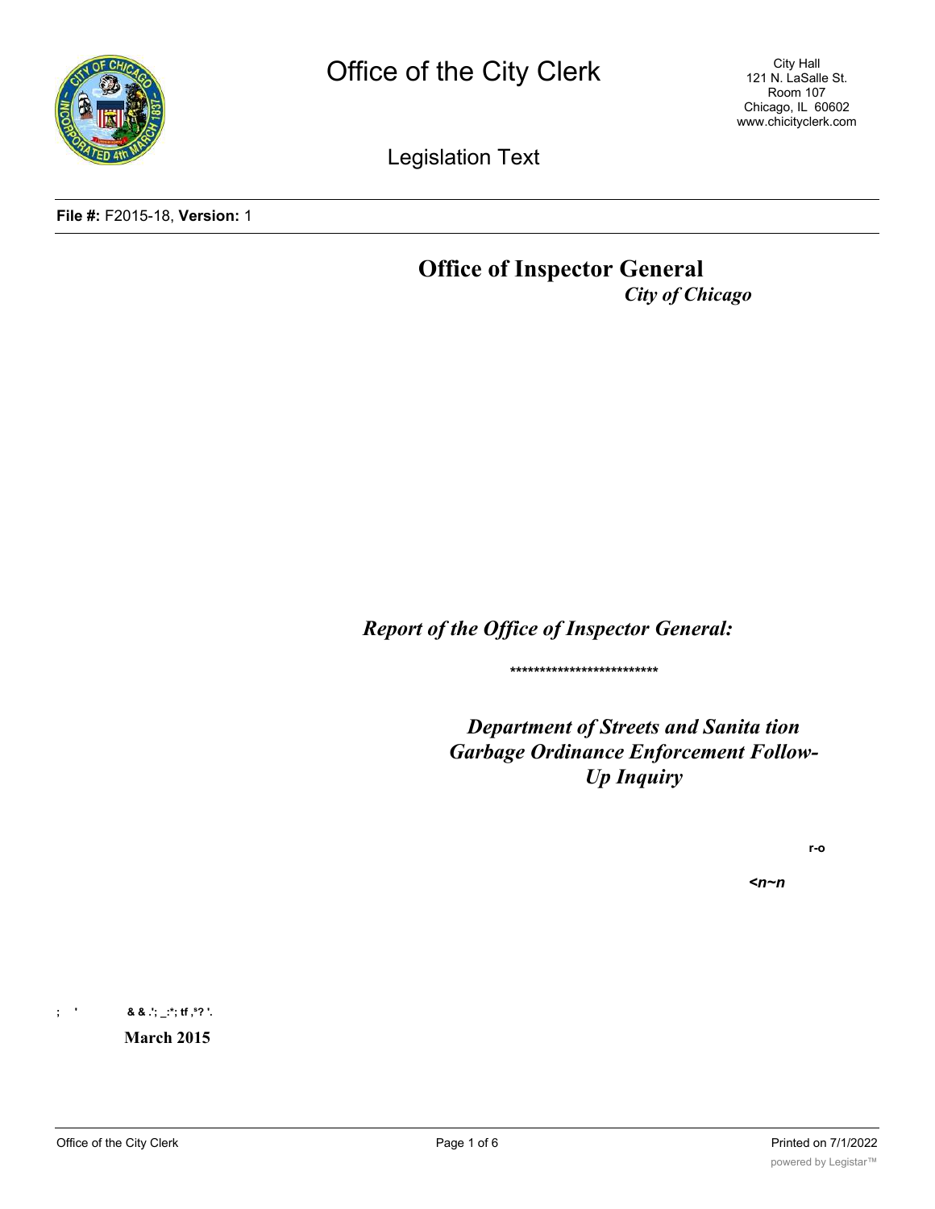# Office of the City Clerk

City Hall
121 N. LaSalle St.
Room 107
Chicago, IL 60602
www.chicityclerk.com

## Legislation Text

**File #:** F2015-18, **Version:** 1

# Office of Inspector General

*City of Chicago*

***Report of the Office of Inspector General:***

\*\*\*\*\*\*\*\*\*\*\*\*\*\*\*\*\*\*\*\*\*\*\*\*\*

***Department of Streets and Sanita tion Garbage Ordinance Enforcement Follow-Up Inquiry***

r-o

*<n~n*

; ' & & .'; _:*; tf ,⁵? '.

**March 2015**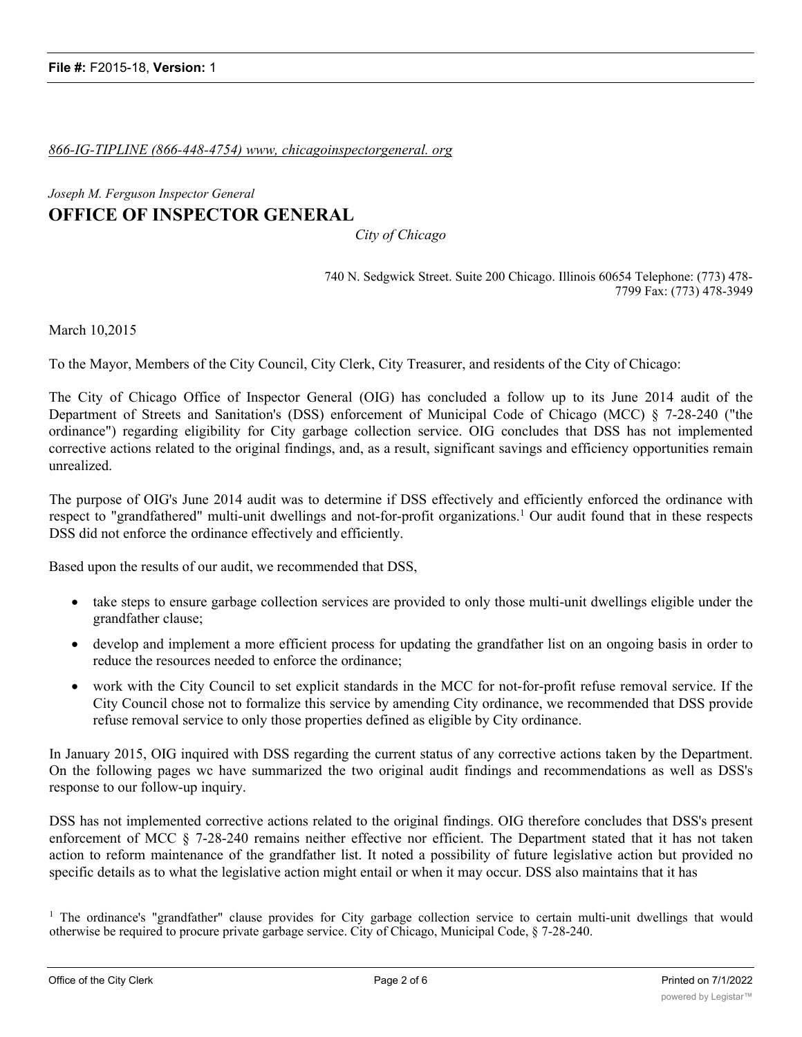*866-IG-TIPLINE (866-448-4754) www, chicagoinspectorgeneral. org*

*Joseph M. Ferguson Inspector General*

# OFFICE OF INSPECTOR GENERAL

*City of Chicago*

740 N. Sedgwick Street. Suite 200 Chicago. Illinois 60654 Telephone: (773) 478-7799 Fax: (773) 478-3949

March 10,2015

To the Mayor, Members of the City Council, City Clerk, City Treasurer, and residents of the City of Chicago:

The City of Chicago Office of Inspector General (OIG) has concluded a follow up to its June 2014 audit of the Department of Streets and Sanitation's (DSS) enforcement of Municipal Code of Chicago (MCC) § 7-28-240 ("the ordinance") regarding eligibility for City garbage collection service. OIG concludes that DSS has not implemented corrective actions related to the original findings, and, as a result, significant savings and efficiency opportunities remain unrealized.

The purpose of OIG's June 2014 audit was to determine if DSS effectively and efficiently enforced the ordinance with respect to "grandfathered" multi-unit dwellings and not-for-profit organizations.[1] Our audit found that in these respects DSS did not enforce the ordinance effectively and efficiently.

Based upon the results of our audit, we recommended that DSS,

- take steps to ensure garbage collection services are provided to only those multi-unit dwellings eligible under the grandfather clause;
- develop and implement a more efficient process for updating the grandfather list on an ongoing basis in order to reduce the resources needed to enforce the ordinance;
- work with the City Council to set explicit standards in the MCC for not-for-profit refuse removal service. If the City Council chose not to formalize this service by amending City ordinance, we recommended that DSS provide refuse removal service to only those properties defined as eligible by City ordinance.

In January 2015, OIG inquired with DSS regarding the current status of any corrective actions taken by the Department. On the following pages wc have summarized the two original audit findings and recommendations as well as DSS's response to our follow-up inquiry.

DSS has not implemented corrective actions related to the original findings. OIG therefore concludes that DSS's present enforcement of MCC § 7-28-240 remains neither effective nor efficient. The Department stated that it has not taken action to reform maintenance of the grandfather list. It noted a possibility of future legislative action but provided no specific details as to what the legislative action might entail or when it may occur. DSS also maintains that it has

[1] The ordinance's "grandfather" clause provides for City garbage collection service to certain multi-unit dwellings that would otherwise be required to procure private garbage service. City of Chicago, Municipal Code, § 7-28-240.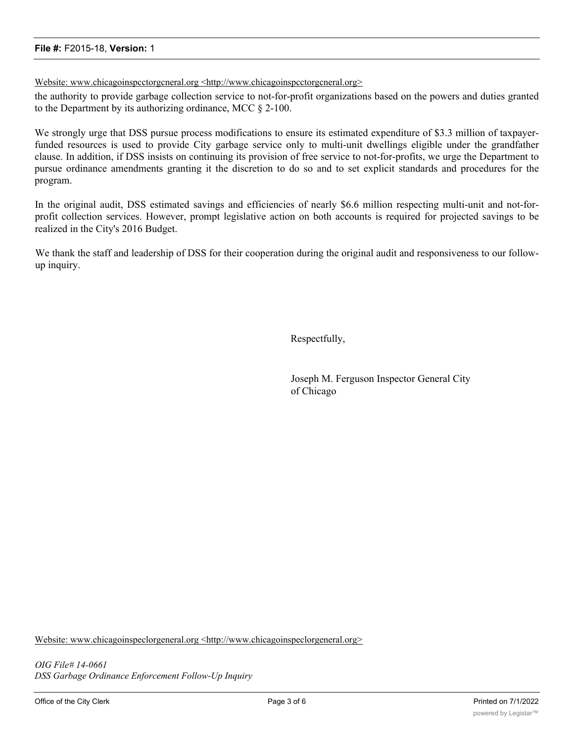Website: www.chicagoinspcctorgcneral.org <http://www.chicagoinspcctorgcneral.org>

the authority to provide garbage collection service to not-for-profit organizations based on the powers and duties granted to the Department by its authorizing ordinance, MCC § 2-100.

We strongly urge that DSS pursue process modifications to ensure its estimated expenditure of $3.3 million of taxpayer-funded resources is used to provide City garbage service only to multi-unit dwellings eligible under the grandfather clause. In addition, if DSS insists on continuing its provision of free service to not-for-profits, we urge the Department to pursue ordinance amendments granting it the discretion to do so and to set explicit standards and procedures for the program.

In the original audit, DSS estimated savings and efficiencies of nearly $6.6 million respecting multi-unit and not-for-profit collection services. However, prompt legislative action on both accounts is required for projected savings to be realized in the City's 2016 Budget.

We thank the staff and leadership of DSS for their cooperation during the original audit and responsiveness to our follow-up inquiry.

Respectfully,

Joseph M. Ferguson Inspector General City of Chicago

Website: www.chicagoinspeclorgeneral.org <http://www.chicagoinspeclorgeneral.org>

*OIG File# 14-0661*
*DSS Garbage Ordinance Enforcement Follow-Up Inquiry*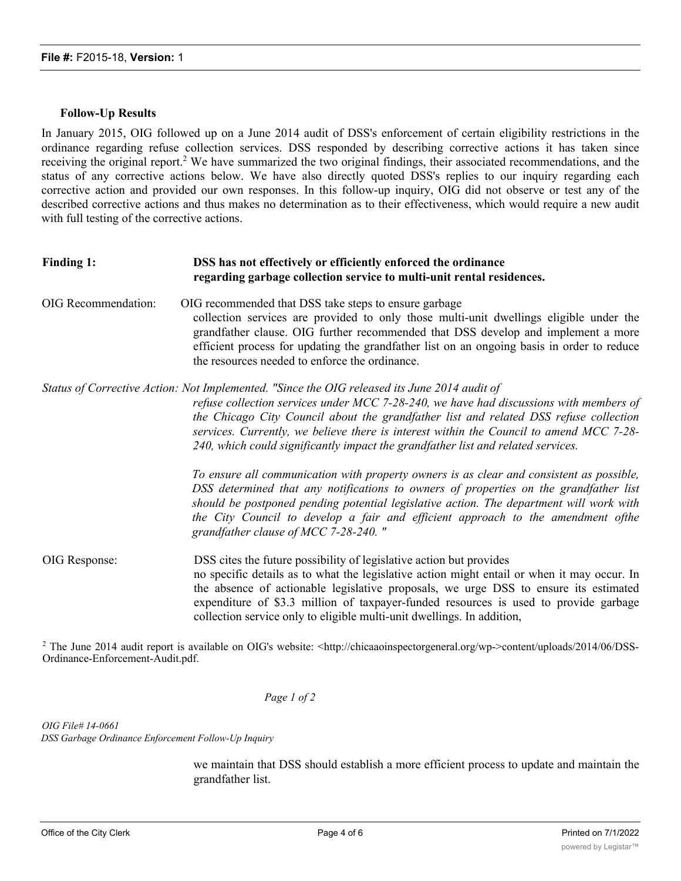**Follow-Up Results**

In January 2015, OIG followed up on a June 2014 audit of DSS's enforcement of certain eligibility restrictions in the ordinance regarding refuse collection services. DSS responded by describing corrective actions it has taken since receiving the original report.[2] We have summarized the two original findings, their associated recommendations, and the status of any corrective actions below. We have also directly quoted DSS's replies to our inquiry regarding each corrective action and provided our own responses. In this follow-up inquiry, OIG did not observe or test any of the described corrective actions and thus makes no determination as to their effectiveness, which would require a new audit with full testing of the corrective actions.

**Finding 1:** **DSS has not effectively or efficiently enforced the ordinance regarding garbage collection service to multi-unit rental residences.**

OIG Recommendation: OIG recommended that DSS take steps to ensure garbage collection services are provided to only those multi-unit dwellings eligible under the grandfather clause. OIG further recommended that DSS develop and implement a more efficient process for updating the grandfather list on an ongoing basis in order to reduce the resources needed to enforce the ordinance.

*Status of Corrective Action: Not Implemented. "Since the OIG released its June 2014 audit of refuse collection services under MCC 7-28-240, we have had discussions with members of the Chicago City Council about the grandfather list and related DSS refuse collection services. Currently, we believe there is interest within the Council to amend MCC 7-28-240, which could significantly impact the grandfather list and related services.*

*To ensure all communication with property owners is as clear and consistent as possible, DSS determined that any notifications to owners of properties on the grandfather list should be postponed pending potential legislative action. The department will work with the City Council to develop a fair and efficient approach to the amendment ofthe grandfather clause of MCC 7-28-240. "*

OIG Response: DSS cites the future possibility of legislative action but provides no specific details as to what the legislative action might entail or when it may occur. In the absence of actionable legislative proposals, we urge DSS to ensure its estimated expenditure of $3.3 million of taxpayer-funded resources is used to provide garbage collection service only to eligible multi-unit dwellings. In addition, we maintain that DSS should establish a more efficient process to update and maintain the grandfather list.

[2] The June 2014 audit report is available on OIG's website: <http://chicaaoinspectorgeneral.org/wp->content/uploads/2014/06/DSS-Ordinance-Enforcement-Audit.pdf.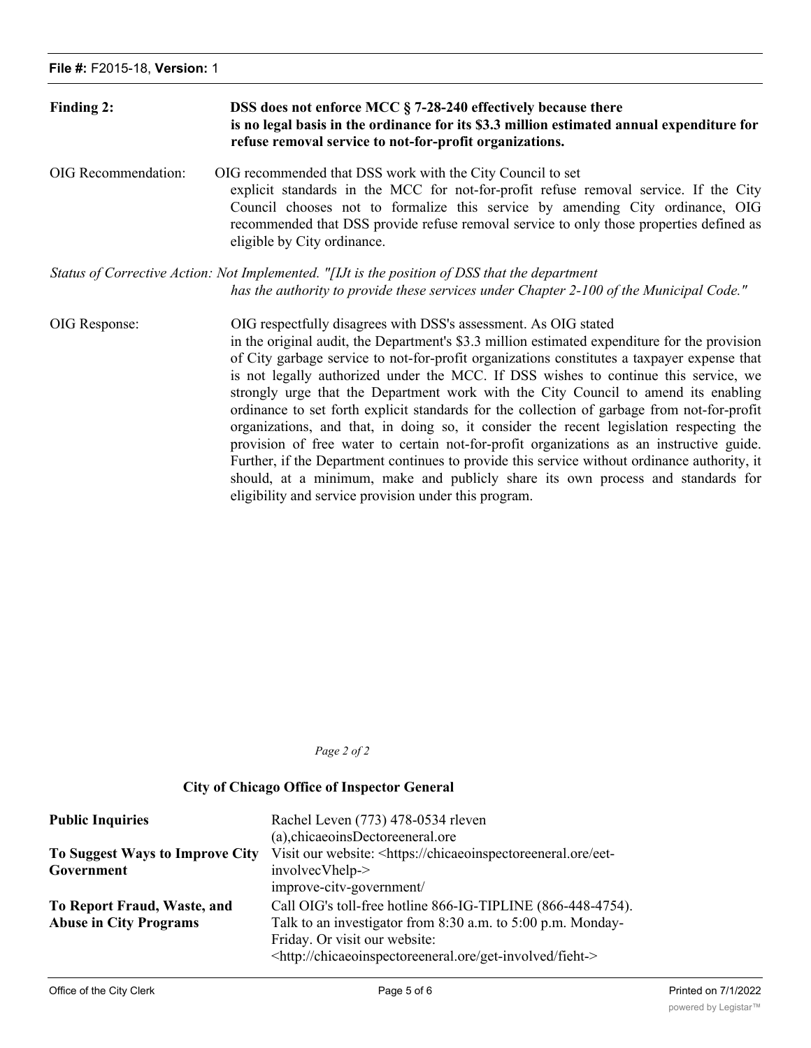**Finding 2:** **DSS does not enforce MCC § 7-28-240 effectively because there is no legal basis in the ordinance for its $3.3 million estimated annual expenditure for refuse removal service to not-for-profit organizations.**

OIG Recommendation: OIG recommended that DSS work with the City Council to set explicit standards in the MCC for not-for-profit refuse removal service. If the City Council chooses not to formalize this service by amending City ordinance, OIG recommended that DSS provide refuse removal service to only those properties defined as eligible by City ordinance.

*Status of Corrective Action: Not Implemented. "[IJt is the position of DSS that the department has the authority to provide these services under Chapter 2-100 of the Municipal Code."*

OIG Response: OIG respectfully disagrees with DSS's assessment. As OIG stated in the original audit, the Department's $3.3 million estimated expenditure for the provision of City garbage service to not-for-profit organizations constitutes a taxpayer expense that is not legally authorized under the MCC. If DSS wishes to continue this service, we strongly urge that the Department work with the City Council to amend its enabling ordinance to set forth explicit standards for the collection of garbage from not-for-profit organizations, and that, in doing so, it consider the recent legislation respecting the provision of free water to certain not-for-profit organizations as an instructive guide. Further, if the Department continues to provide this service without ordinance authority, it should, at a minimum, make and publicly share its own process and standards for eligibility and service provision under this program.

**City of Chicago Office of Inspector General**

| | |
|---|---|
| **Public Inquiries** | Rachel Leven (773) 478-0534 rleven (a),chicaeoinsDectoreeneral.ore |
| **To Suggest Ways to Improve City Government** | Visit our website: <https://chicaeoinspectoreeneral.ore/eet-involvecVhelp-> improve-citv-government/ |
| **To Report Fraud, Waste, and Abuse in City Programs** | Call OIG's toll-free hotline 866-IG-TIPLINE (866-448-4754). Talk to an investigator from 8:30 a.m. to 5:00 p.m. Monday-Friday. Or visit our website: <http://chicaeoinspectoreeneral.ore/get-involved/fieht-> |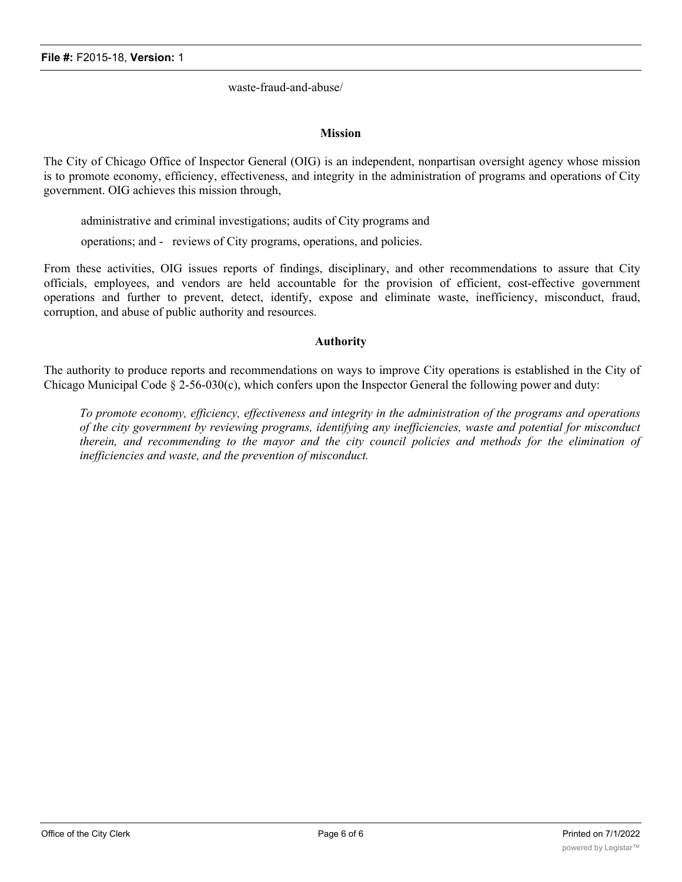waste-fraud-and-abuse/

## Mission

The City of Chicago Office of Inspector General (OIG) is an independent, nonpartisan oversight agency whose mission is to promote economy, efficiency, effectiveness, and integrity in the administration of programs and operations of City government. OIG achieves this mission through,

administrative and criminal investigations; audits of City programs and

operations; and - reviews of City programs, operations, and policies.

From these activities, OIG issues reports of findings, disciplinary, and other recommendations to assure that City officials, employees, and vendors are held accountable for the provision of efficient, cost-effective government operations and further to prevent, detect, identify, expose and eliminate waste, inefficiency, misconduct, fraud, corruption, and abuse of public authority and resources.

## Authority

The authority to produce reports and recommendations on ways to improve City operations is established in the City of Chicago Municipal Code § 2-56-030(c), which confers upon the Inspector General the following power and duty:

*To promote economy, efficiency, effectiveness and integrity in the administration of the programs and operations of the city government by reviewing programs, identifying any inefficiencies, waste and potential for misconduct therein, and recommending to the mayor and the city council policies and methods for the elimination of inefficiencies and waste, and the prevention of misconduct.*